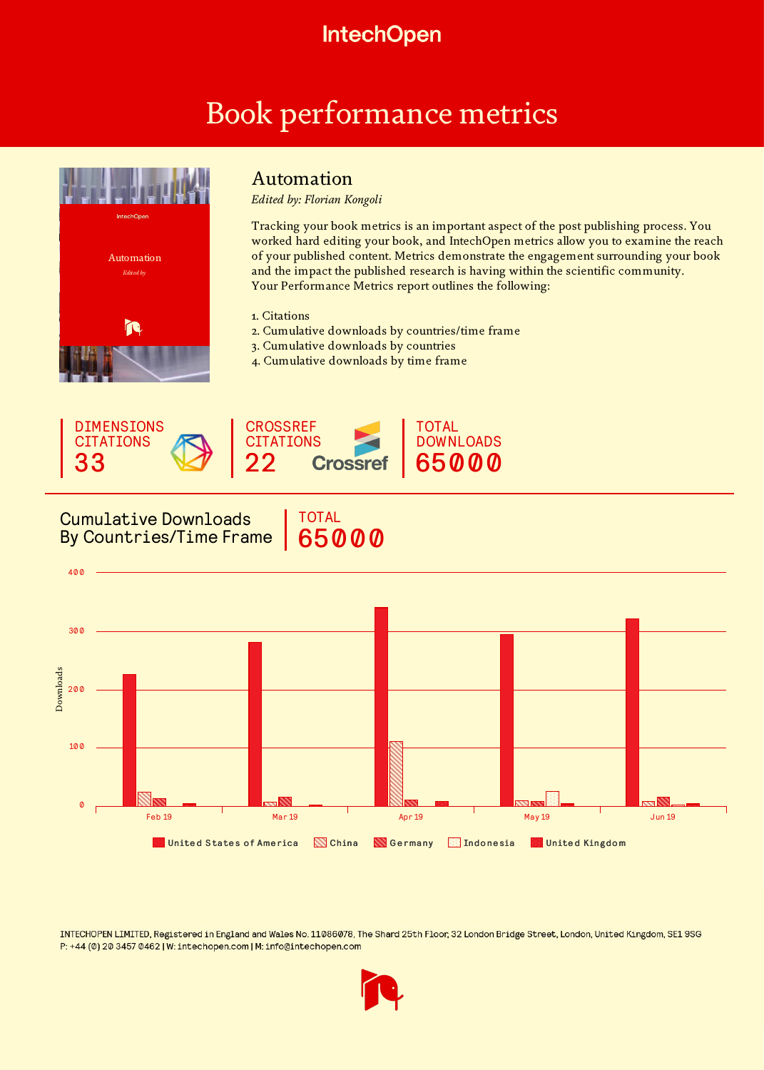IntechOpen

# Book performance metrics

## Automation

*Edited by: Florian Kongoli*

Tracking your book metrics is an important aspect of the post publishing process. You worked hard editing your book, and IntechOpen metrics allow you to examine the reach of your published content. Metrics demonstrate the engagement surrounding your book and the impact the published research is having within the scientific community.
Your Performance Metrics report outlines the following:

1. Citations
2. Cumulative downloads by countries/time frame
3. Cumulative downloads by countries
4. Cumulative downloads by time frame

DIMENSIONS CITATIONS
33

CROSSREF CITATIONS
22

TOTAL DOWNLOADS
65000

## Cumulative Downloads By Countries/Time Frame

TOTAL
65000

Downloads: 0, 100, 200, 300, 400

Feb 19, Mar 19, Apr 19, May 19, Jun 19

United States of America, China, Germany, Indonesia, United Kingdom

INTECHOPEN LIMITED, Registered in England and Wales No. 11086078, The Shard 25th Floor, 32 London Bridge Street, London, United Kingdom, SE1 9SG
P: +44 (0) 20 3457 0462 | W: intechopen.com | M: info@intechopen.com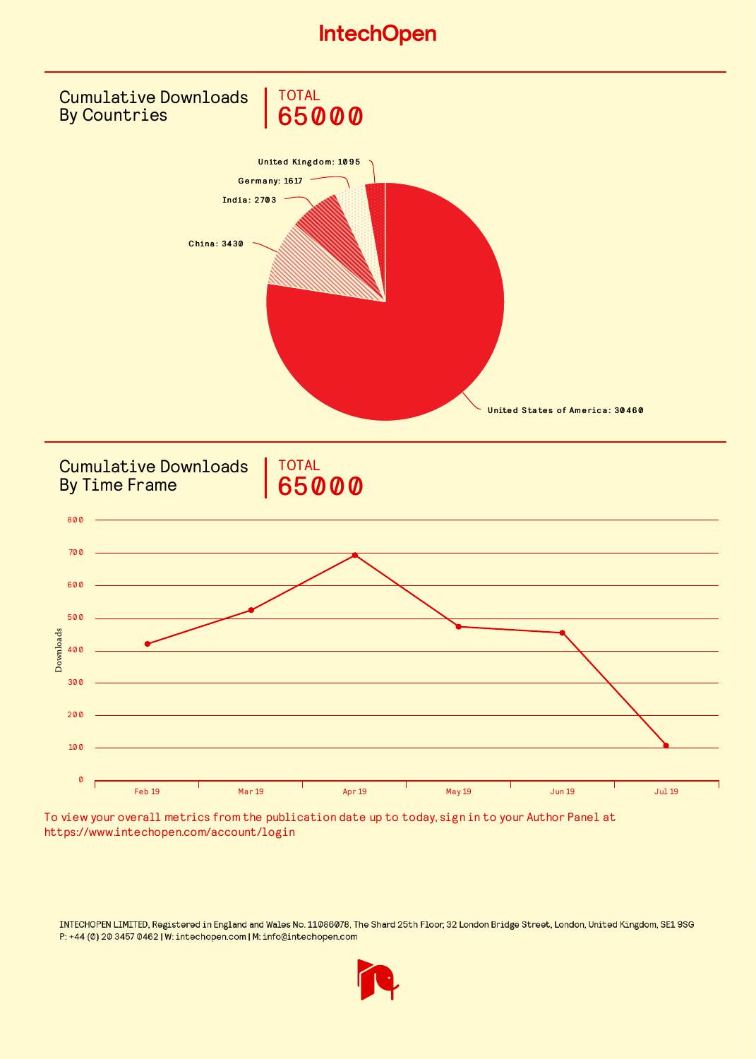# IntechOpen

## Cumulative Downloads By Countries

TOTAL
65000

United Kingdom: 1095
Germany: 1617
India: 2703
China: 3430
United States of America: 30460

## Cumulative Downloads By Time Frame

TOTAL
65000

800
700
600
500
400
300
200
100
0

Downloads

Feb 19
Mar 19
Apr 19
May 19
Jun 19
Jul 19

To view your overall metrics from the publication date up to today, sign in to your Author Panel at https://www.intechopen.com/account/login

INTECHOPEN LIMITED, Registered in England and Wales No. 11086078, The Shard 25th Floor, 32 London Bridge Street, London, United Kingdom, SE1 9SG
P: +44 (0) 20 3457 0462 | W: intechopen.com | M: info@intechopen.com